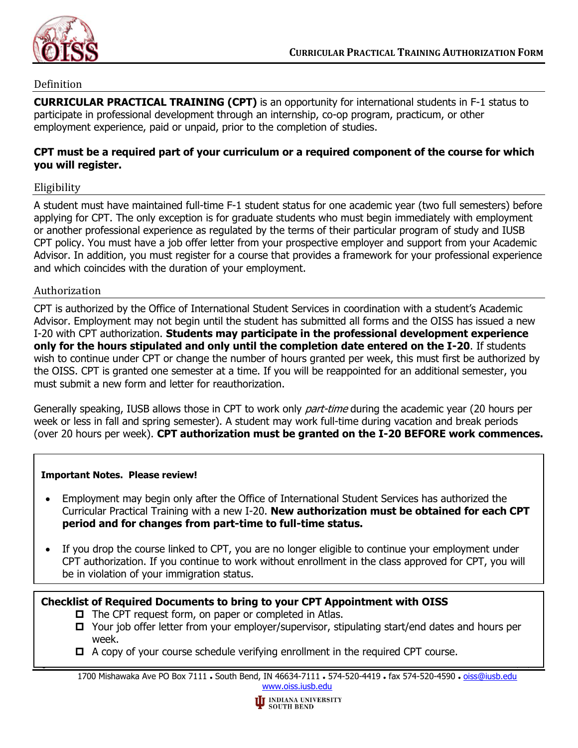# CURRICULAR PRACTICAL TRAINING AUTHORIZATION FORM

## Definition

**CURRICULAR PRACTICAL TRAINING (CPT)** is an opportunity for international students in F-1 status to participate in professional development through an internship, co-op program, practicum, or other employment experience, paid or unpaid, prior to the completion of studies.

**CPT must be a required part of your curriculum or a required component of the course for which you will register.**

## Eligibility

A student must have maintained full-time F-1 student status for one academic year (two full semesters) before applying for CPT. The only exception is for graduate students who must begin immediately with employment or another professional experience as regulated by the terms of their particular program of study and IUSB CPT policy. You must have a job offer letter from your prospective employer and support from your Academic Advisor. In addition, you must register for a course that provides a framework for your professional experience and which coincides with the duration of your employment.

## Authorization

CPT is authorized by the Office of International Student Services in coordination with a student's Academic Advisor. Employment may not begin until the student has submitted all forms and the OISS has issued a new I-20 with CPT authorization. **Students may participate in the professional development experience only for the hours stipulated and only until the completion date entered on the I-20**. If students wish to continue under CPT or change the number of hours granted per week, this must first be authorized by the OISS. CPT is granted one semester at a time. If you will be reappointed for an additional semester, you must submit a new form and letter for reauthorization.

Generally speaking, IUSB allows those in CPT to work only *part-time* during the academic year (20 hours per week or less in fall and spring semester). A student may work full-time during vacation and break periods (over 20 hours per week). **CPT authorization must be granted on the I-20 BEFORE work commences.**

**Important Notes. Please review!**

- Employment may begin only after the Office of International Student Services has authorized the Curricular Practical Training with a new I-20. **New authorization must be obtained for each CPT period and for changes from part-time to full-time status.**
- If you drop the course linked to CPT, you are no longer eligible to continue your employment under CPT authorization. If you continue to work without enrollment in the class approved for CPT, you will be in violation of your immigration status.

**Checklist of Required Documents to bring to your CPT Appointment with OISS**

- ☐ The CPT request form, on paper or completed in Atlas.
- ☐ Your job offer letter from your employer/supervisor, stipulating start/end dates and hours per week.
- ☐ A copy of your course schedule verifying enrollment in the required CPT course.

1700 Mishawaka Ave PO Box 7111 • South Bend, IN 46634-7111 • 574-520-4419 • fax 574-520-4590 • oiss@iusb.edu
www.oiss.iusb.edu

INDIANA UNIVERSITY SOUTH BEND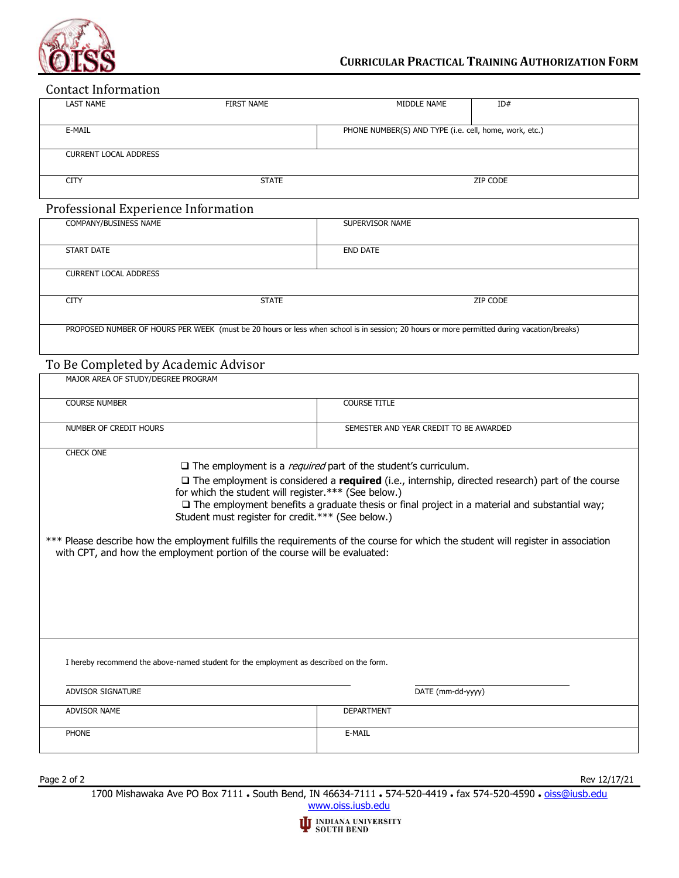# CURRICULAR PRACTICAL TRAINING AUTHORIZATION FORM

## Contact Information

| | | | |
|---|---|---|---|
| LAST NAME | FIRST NAME | MIDDLE NAME | ID# |
| E-MAIL | | PHONE NUMBER(S) AND TYPE (i.e. cell, home, work, etc.) | |
| CURRENT LOCAL ADDRESS | | | |
| CITY | STATE | ZIP CODE | |

## Professional Experience Information

| | | |
|---|---|---|
| COMPANY/BUSINESS NAME | | SUPERVISOR NAME |
| START DATE | | END DATE |
| CURRENT LOCAL ADDRESS | | |
| CITY | STATE | ZIP CODE |
| PROPOSED NUMBER OF HOURS PER WEEK (must be 20 hours or less when school is in session; 20 hours or more permitted during vacation/breaks) | | |

## To Be Completed by Academic Advisor

| | |
|---|---|
| MAJOR AREA OF STUDY/DEGREE PROGRAM | |
| COURSE NUMBER | COURSE TITLE |
| NUMBER OF CREDIT HOURS | SEMESTER AND YEAR CREDIT TO BE AWARDED |

CHECK ONE

- ❑ The employment is a *required* part of the student's curriculum.
- ❑ The employment is considered a **required** (i.e., internship, directed research) part of the course for which the student will register.*** (See below.)
- ❑ The employment benefits a graduate thesis or final project in a material and substantial way; Student must register for credit.*** (See below.)

*** Please describe how the employment fulfills the requirements of the course for which the student will register in association with CPT, and how the employment portion of the course will be evaluated:

I hereby recommend the above-named student for the employment as described on the form.

ADVISOR SIGNATURE ______________________ DATE (mm-dd-yyyy) ______________________

| | |
|---|---|
| ADVISOR NAME | DEPARTMENT |
| PHONE | E-MAIL |

Rev 12/17/21

1700 Mishawaka Ave PO Box 7111 • South Bend, IN 46634-7111 • 574-520-4419 • fax 574-520-4590 • oiss@iusb.edu
www.oiss.iusb.edu

INDIANA UNIVERSITY SOUTH BEND